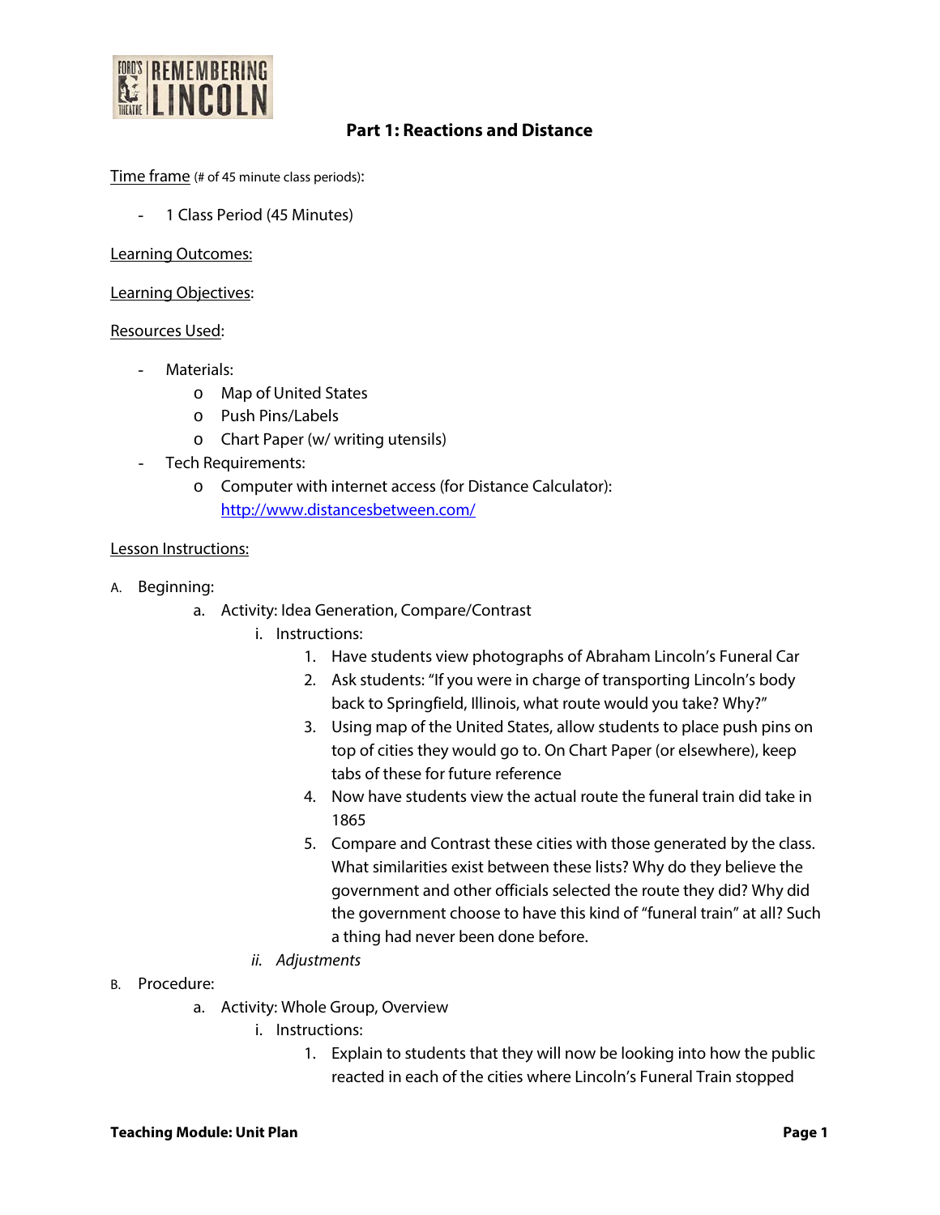## Part 1: Reactions and Distance

Time frame (# of 45 minute class periods):

- 1 Class Period (45 Minutes)

Learning Outcomes:

Learning Objectives:

Resources Used:

- Materials:
  - Map of United States
  - Push Pins/Labels
  - Chart Paper (w/ writing utensils)
- Tech Requirements:
  - Computer with internet access (for Distance Calculator): http://www.distancesbetween.com/

Lesson Instructions:

A. Beginning:
   a. Activity: Idea Generation, Compare/Contrast
      i. Instructions:
         1. Have students view photographs of Abraham Lincoln's Funeral Car
         2. Ask students: "If you were in charge of transporting Lincoln's body back to Springfield, Illinois, what route would you take? Why?"
         3. Using map of the United States, allow students to place push pins on top of cities they would go to. On Chart Paper (or elsewhere), keep tabs of these for future reference
         4. Now have students view the actual route the funeral train did take in 1865
         5. Compare and Contrast these cities with those generated by the class. What similarities exist between these lists? Why do they believe the government and other officials selected the route they did? Why did the government choose to have this kind of "funeral train" at all? Such a thing had never been done before.
      ii. *Adjustments*

B. Procedure:
   a. Activity: Whole Group, Overview
      i. Instructions:
         1. Explain to students that they will now be looking into how the public reacted in each of the cities where Lincoln's Funeral Train stopped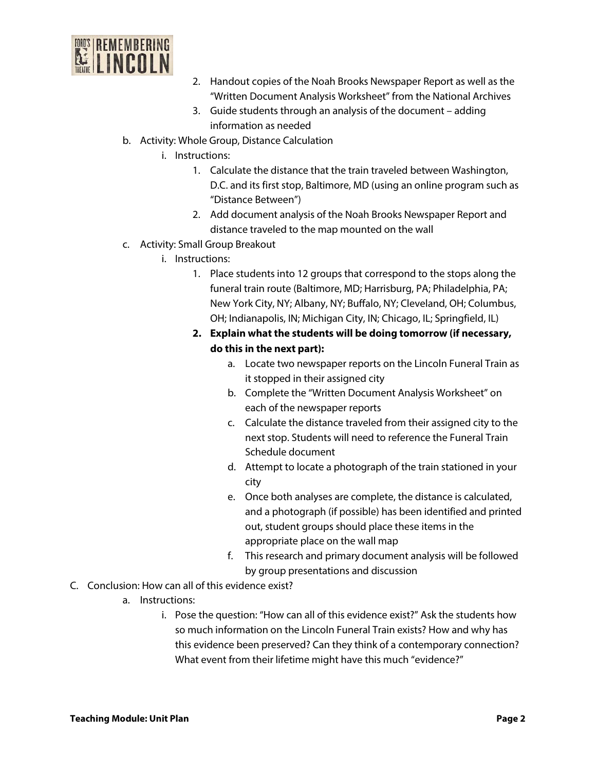2. Handout copies of the Noah Brooks Newspaper Report as well as the "Written Document Analysis Worksheet" from the National Archives
3. Guide students through an analysis of the document – adding information as needed

b. Activity: Whole Group, Distance Calculation
   - i. Instructions:
     1. Calculate the distance that the train traveled between Washington, D.C. and its first stop, Baltimore, MD (using an online program such as "Distance Between")
     2. Add document analysis of the Noah Brooks Newspaper Report and distance traveled to the map mounted on the wall

c. Activity: Small Group Breakout
   - i. Instructions:
     1. Place students into 12 groups that correspond to the stops along the funeral train route (Baltimore, MD; Harrisburg, PA; Philadelphia, PA; New York City, NY; Albany, NY; Buffalo, NY; Cleveland, OH; Columbus, OH; Indianapolis, IN; Michigan City, IN; Chicago, IL; Springfield, IL)
     2. **Explain what the students will be doing tomorrow (if necessary, do this in the next part):**
        - a. Locate two newspaper reports on the Lincoln Funeral Train as it stopped in their assigned city
        - b. Complete the "Written Document Analysis Worksheet" on each of the newspaper reports
        - c. Calculate the distance traveled from their assigned city to the next stop. Students will need to reference the Funeral Train Schedule document
        - d. Attempt to locate a photograph of the train stationed in your city
        - e. Once both analyses are complete, the distance is calculated, and a photograph (if possible) has been identified and printed out, student groups should place these items in the appropriate place on the wall map
        - f. This research and primary document analysis will be followed by group presentations and discussion

C. Conclusion: How can all of this evidence exist?

a. Instructions:
   - i. Pose the question: "How can all of this evidence exist?" Ask the students how so much information on the Lincoln Funeral Train exists? How and why has this evidence been preserved? Can they think of a contemporary connection? What event from their lifetime might have this much "evidence?"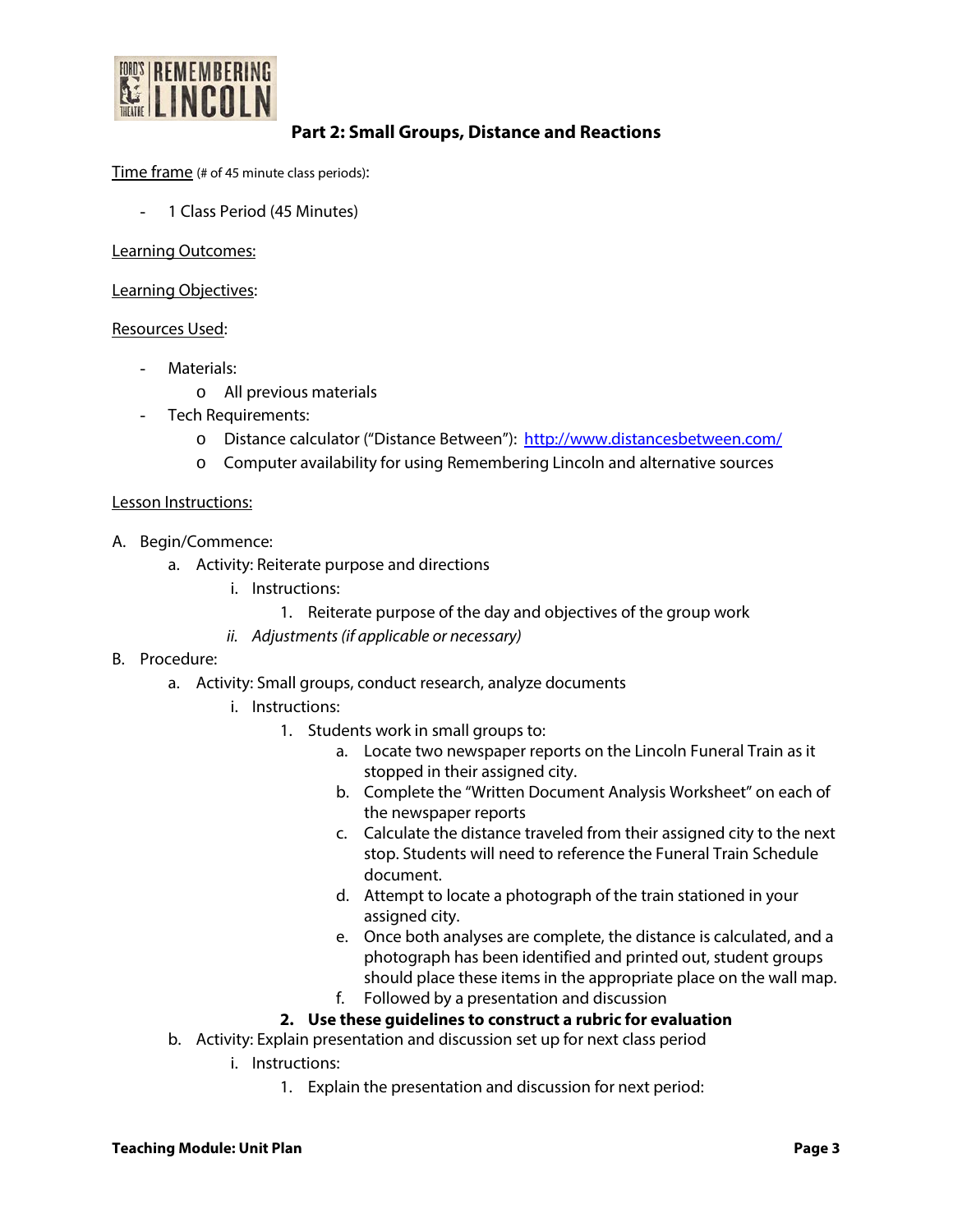## Part 2: Small Groups, Distance and Reactions

Time frame (# of 45 minute class periods):

- 1 Class Period (45 Minutes)

Learning Outcomes:

Learning Objectives:

Resources Used:

- Materials:
  - o All previous materials
- Tech Requirements:
  - o Distance calculator ("Distance Between"): http://www.distancesbetween.com/
  - o Computer availability for using Remembering Lincoln and alternative sources

Lesson Instructions:

A. Begin/Commence:
   a. Activity: Reiterate purpose and directions
      i. Instructions:
         1. Reiterate purpose of the day and objectives of the group work
      ii. *Adjustments (if applicable or necessary)*

B. Procedure:
   a. Activity: Small groups, conduct research, analyze documents
      i. Instructions:
         1. Students work in small groups to:
            a. Locate two newspaper reports on the Lincoln Funeral Train as it stopped in their assigned city.
            b. Complete the "Written Document Analysis Worksheet" on each of the newspaper reports
            c. Calculate the distance traveled from their assigned city to the next stop. Students will need to reference the Funeral Train Schedule document.
            d. Attempt to locate a photograph of the train stationed in your assigned city.
            e. Once both analyses are complete, the distance is calculated, and a photograph has been identified and printed out, student groups should place these items in the appropriate place on the wall map.
            f. Followed by a presentation and discussion
         2. **Use these guidelines to construct a rubric for evaluation**
   b. Activity: Explain presentation and discussion set up for next class period
      i. Instructions:
         1. Explain the presentation and discussion for next period: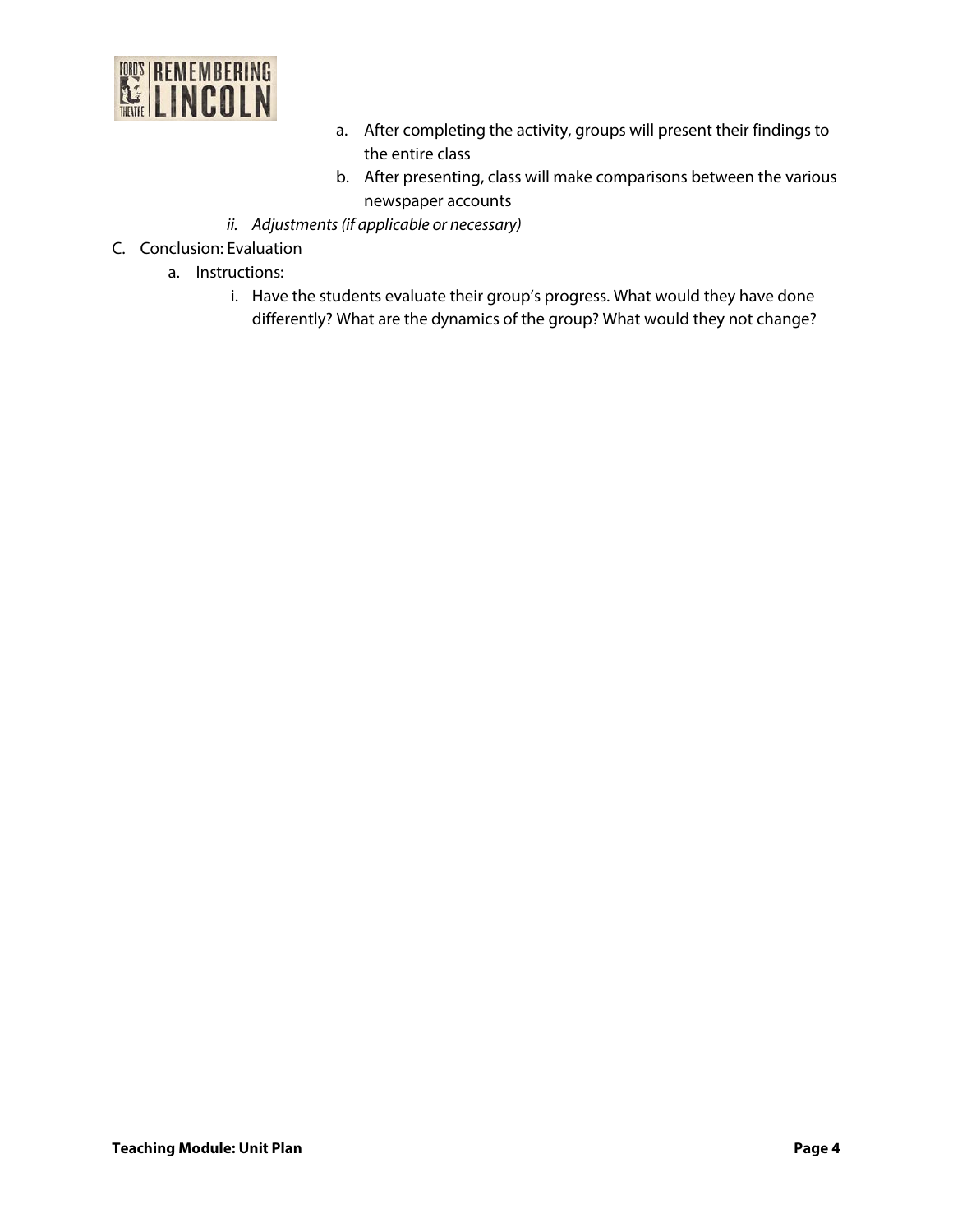a. After completing the activity, groups will present their findings to the entire class
b. After presenting, class will make comparisons between the various newspaper accounts

ii. *Adjustments (if applicable or necessary)*

C. Conclusion: Evaluation

a. Instructions:

i. Have the students evaluate their group's progress. What would they have done differently? What are the dynamics of the group? What would they not change?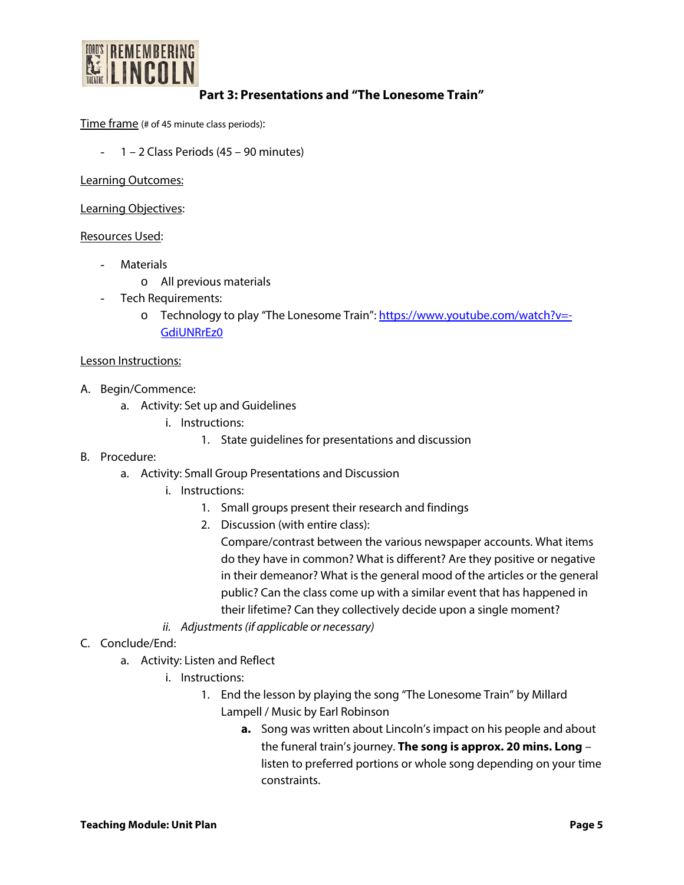## Part 3: Presentations and "The Lonesome Train"

Time frame (# of 45 minute class periods):

- 1 – 2 Class Periods (45 – 90 minutes)

Learning Outcomes:

Learning Objectives:

Resources Used:

- Materials
  - All previous materials
- Tech Requirements:
  - Technology to play "The Lonesome Train": https://www.youtube.com/watch?v=-GdiUNRrEz0

Lesson Instructions:

A. Begin/Commence:
   a. Activity: Set up and Guidelines
      i. Instructions:
         1. State guidelines for presentations and discussion
B. Procedure:
   a. Activity: Small Group Presentations and Discussion
      i. Instructions:
         1. Small groups present their research and findings
         2. Discussion (with entire class):
            Compare/contrast between the various newspaper accounts. What items do they have in common? What is different? Are they positive or negative in their demeanor? What is the general mood of the articles or the general public? Can the class come up with a similar event that has happened in their lifetime? Can they collectively decide upon a single moment?
      ii. *Adjustments (if applicable or necessary)*
C. Conclude/End:
   a. Activity: Listen and Reflect
      i. Instructions:
         1. End the lesson by playing the song "The Lonesome Train" by Millard Lampell / Music by Earl Robinson
            **a.** Song was written about Lincoln's impact on his people and about the funeral train's journey. **The song is approx. 20 mins. Long** – listen to preferred portions or whole song depending on your time constraints.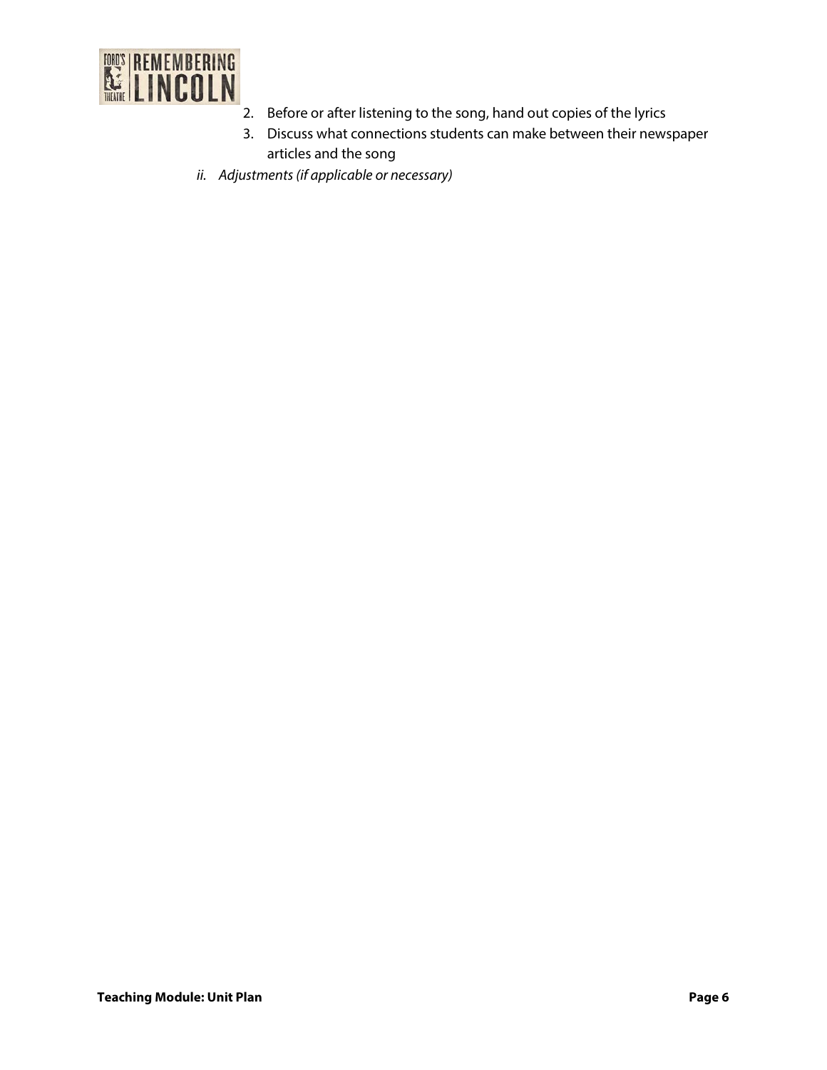2. Before or after listening to the song, hand out copies of the lyrics
3. Discuss what connections students can make between their newspaper articles and the song

*ii. Adjustments (if applicable or necessary)*